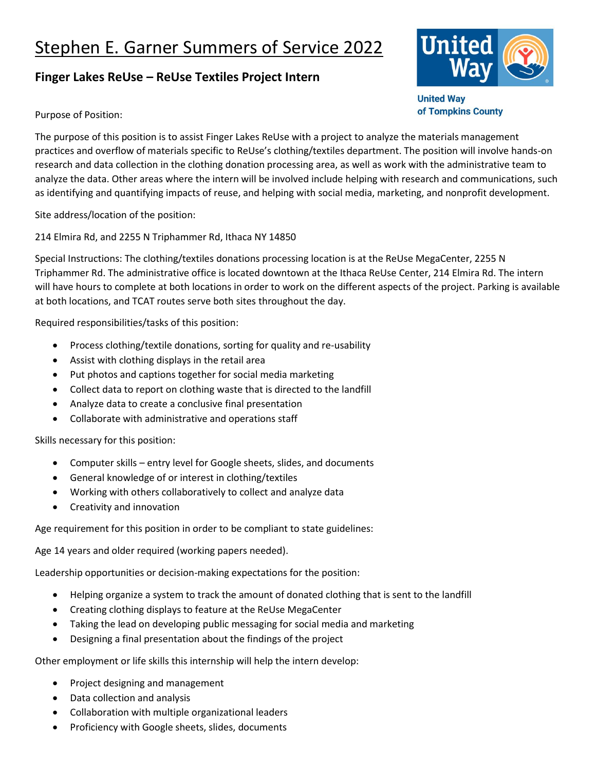# Stephen E. Garner Summers of Service 2022

## Finger Lakes ReUse – ReUse Textiles Project Intern

United Way of Tompkins County

Purpose of Position:

The purpose of this position is to assist Finger Lakes ReUse with a project to analyze the materials management practices and overflow of materials specific to ReUse's clothing/textiles department. The position will involve hands-on research and data collection in the clothing donation processing area, as well as work with the administrative team to analyze the data. Other areas where the intern will be involved include helping with research and communications, such as identifying and quantifying impacts of reuse, and helping with social media, marketing, and nonprofit development.

Site address/location of the position:

214 Elmira Rd, and 2255 N Triphammer Rd, Ithaca NY 14850

Special Instructions: The clothing/textiles donations processing location is at the ReUse MegaCenter, 2255 N Triphammer Rd. The administrative office is located downtown at the Ithaca ReUse Center, 214 Elmira Rd. The intern will have hours to complete at both locations in order to work on the different aspects of the project. Parking is available at both locations, and TCAT routes serve both sites throughout the day.

Required responsibilities/tasks of this position:

- Process clothing/textile donations, sorting for quality and re-usability
- Assist with clothing displays in the retail area
- Put photos and captions together for social media marketing
- Collect data to report on clothing waste that is directed to the landfill
- Analyze data to create a conclusive final presentation
- Collaborate with administrative and operations staff

Skills necessary for this position:

- Computer skills – entry level for Google sheets, slides, and documents
- General knowledge of or interest in clothing/textiles
- Working with others collaboratively to collect and analyze data
- Creativity and innovation

Age requirement for this position in order to be compliant to state guidelines:

Age 14 years and older required (working papers needed).

Leadership opportunities or decision-making expectations for the position:

- Helping organize a system to track the amount of donated clothing that is sent to the landfill
- Creating clothing displays to feature at the ReUse MegaCenter
- Taking the lead on developing public messaging for social media and marketing
- Designing a final presentation about the findings of the project

Other employment or life skills this internship will help the intern develop:

- Project designing and management
- Data collection and analysis
- Collaboration with multiple organizational leaders
- Proficiency with Google sheets, slides, documents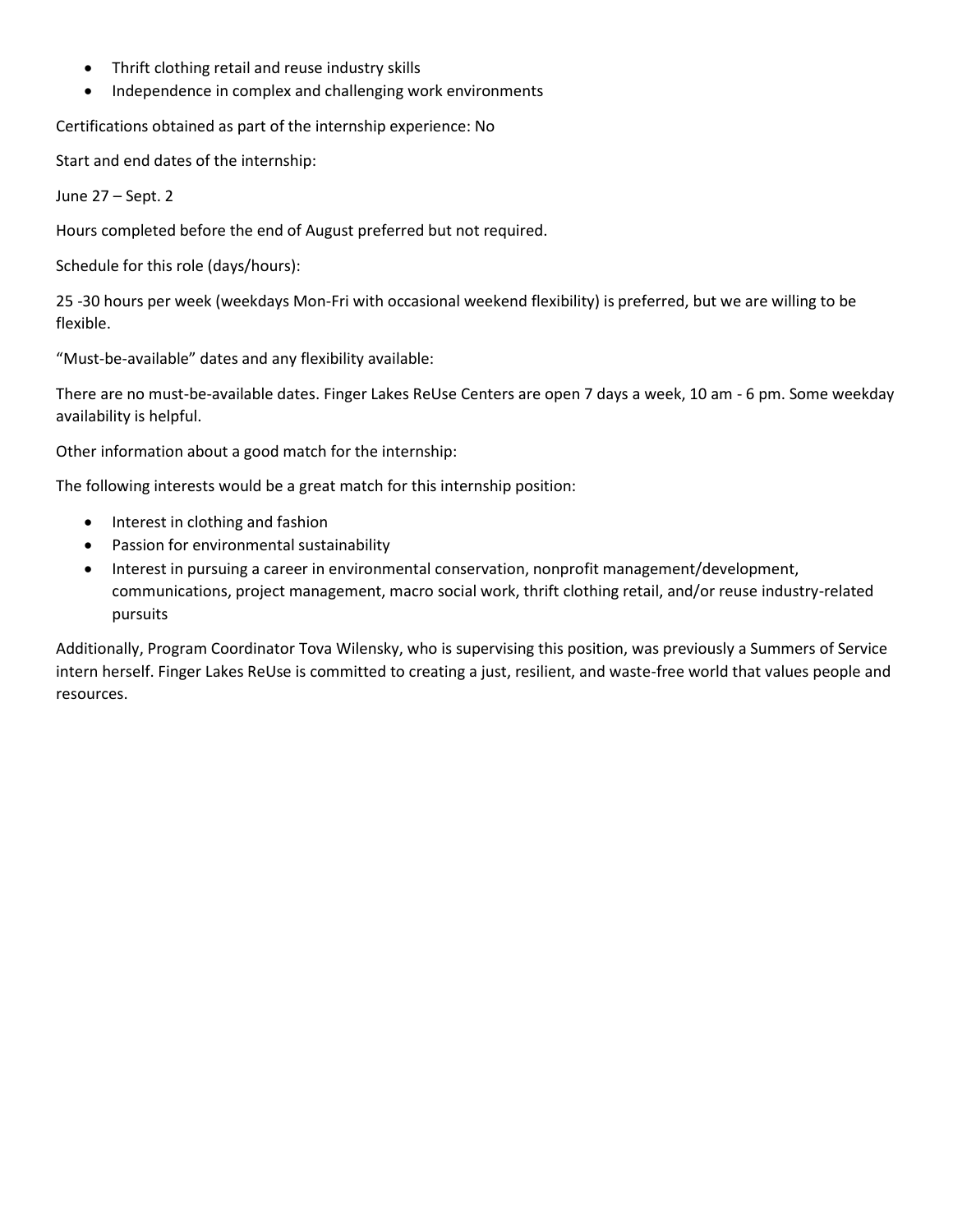- Thrift clothing retail and reuse industry skills
- Independence in complex and challenging work environments

Certifications obtained as part of the internship experience: No

Start and end dates of the internship:

June 27 – Sept. 2

Hours completed before the end of August preferred but not required.

Schedule for this role (days/hours):

25 -30 hours per week (weekdays Mon-Fri with occasional weekend flexibility) is preferred, but we are willing to be flexible.

"Must-be-available" dates and any flexibility available:

There are no must-be-available dates. Finger Lakes ReUse Centers are open 7 days a week, 10 am - 6 pm. Some weekday availability is helpful.

Other information about a good match for the internship:

The following interests would be a great match for this internship position:

- Interest in clothing and fashion
- Passion for environmental sustainability
- Interest in pursuing a career in environmental conservation, nonprofit management/development, communications, project management, macro social work, thrift clothing retail, and/or reuse industry-related pursuits

Additionally, Program Coordinator Tova Wilensky, who is supervising this position, was previously a Summers of Service intern herself. Finger Lakes ReUse is committed to creating a just, resilient, and waste-free world that values people and resources.